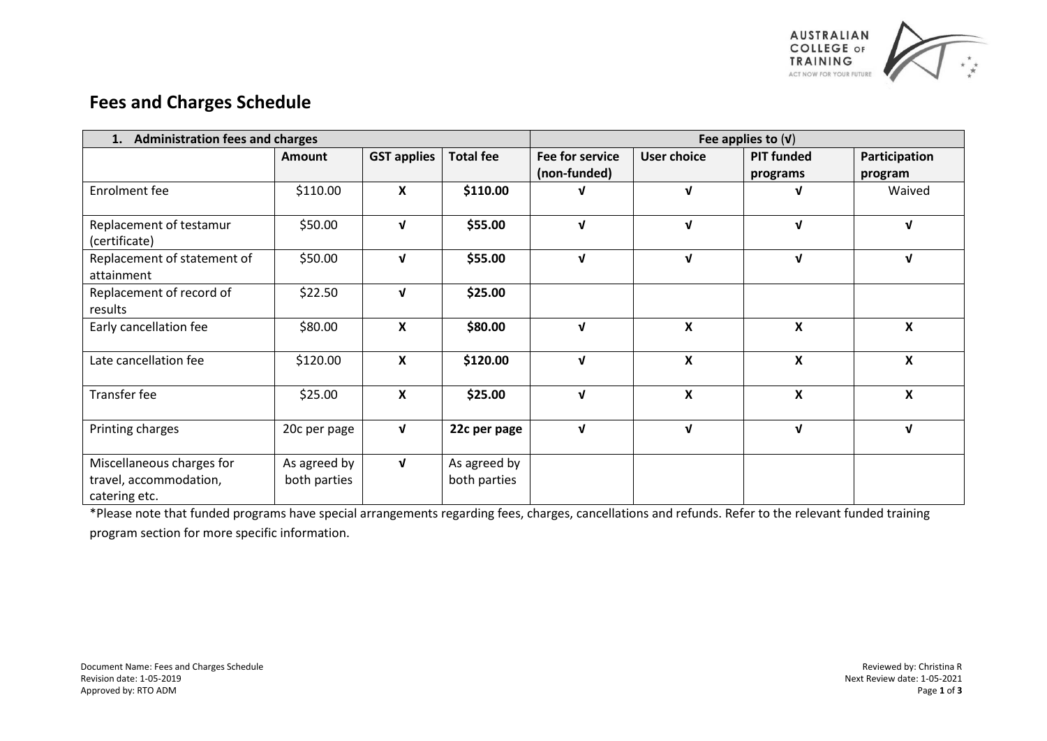## Fees and Charges Schedule

| 1. Administration fees and charges | | | | Fee applies to (√) | | | |
|---|---|---|---|---|---|---|---|
| | **Amount** | **GST applies** | **Total fee** | **Fee for service (non-funded)** | **User choice** | **PIT funded programs** | **Participation program** |
| Enrolment fee | $110.00 | **X** | **$110.00** | **√** | **√** | **√** | Waived |
| Replacement of testamur (certificate) | $50.00 | **√** | **$55.00** | **√** | **√** | **√** | **√** |
| Replacement of statement of attainment | $50.00 | **√** | **$55.00** | **√** | **√** | **√** | **√** |
| Replacement of record of results | $22.50 | **√** | **$25.00** | | | | |
| Early cancellation fee | $80.00 | **X** | **$80.00** | **√** | **X** | **X** | **X** |
| Late cancellation fee | $120.00 | **X** | **$120.00** | **√** | **X** | **X** | **X** |
| Transfer fee | $25.00 | **X** | **$25.00** | **√** | **X** | **X** | **X** |
| Printing charges | 20c per page | **√** | **22c per page** | **√** | **√** | **√** | **√** |
| Miscellaneous charges for travel, accommodation, catering etc. | As agreed by both parties | **√** | As agreed by both parties | | | | |

*Please note that funded programs have special arrangements regarding fees, charges, cancellations and refunds. Refer to the relevant funded training program section for more specific information.

Document Name: Fees and Charges Schedule
Revision date: 1-05-2019
Approved by: RTO ADM

Reviewed by: Christina R
Next Review date: 1-05-2021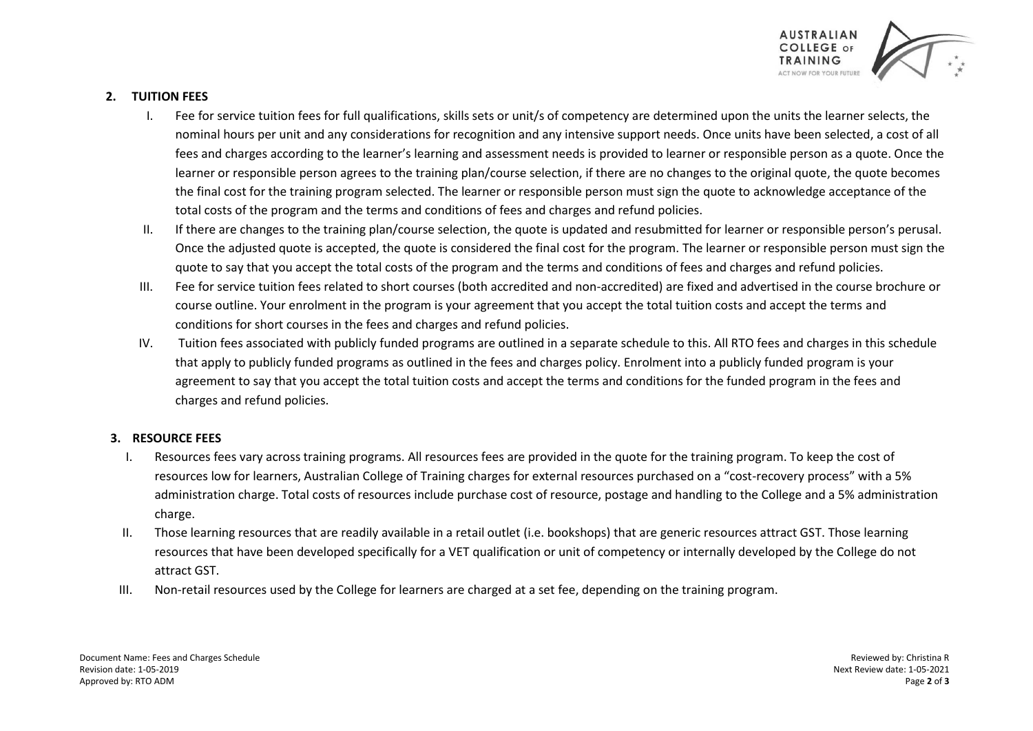## 2. TUITION FEES

I. Fee for service tuition fees for full qualifications, skills sets or unit/s of competency are determined upon the units the learner selects, the nominal hours per unit and any considerations for recognition and any intensive support needs. Once units have been selected, a cost of all fees and charges according to the learner's learning and assessment needs is provided to learner or responsible person as a quote. Once the learner or responsible person agrees to the training plan/course selection, if there are no changes to the original quote, the quote becomes the final cost for the training program selected. The learner or responsible person must sign the quote to acknowledge acceptance of the total costs of the program and the terms and conditions of fees and charges and refund policies.

II. If there are changes to the training plan/course selection, the quote is updated and resubmitted for learner or responsible person's perusal. Once the adjusted quote is accepted, the quote is considered the final cost for the program. The learner or responsible person must sign the quote to say that you accept the total costs of the program and the terms and conditions of fees and charges and refund policies.

III. Fee for service tuition fees related to short courses (both accredited and non-accredited) are fixed and advertised in the course brochure or course outline. Your enrolment in the program is your agreement that you accept the total tuition costs and accept the terms and conditions for short courses in the fees and charges and refund policies.

IV. Tuition fees associated with publicly funded programs are outlined in a separate schedule to this. All RTO fees and charges in this schedule that apply to publicly funded programs as outlined in the fees and charges policy. Enrolment into a publicly funded program is your agreement to say that you accept the total tuition costs and accept the terms and conditions for the funded program in the fees and charges and refund policies.

## 3. RESOURCE FEES

I. Resources fees vary across training programs. All resources fees are provided in the quote for the training program. To keep the cost of resources low for learners, Australian College of Training charges for external resources purchased on a "cost-recovery process" with a 5% administration charge. Total costs of resources include purchase cost of resource, postage and handling to the College and a 5% administration charge.

II. Those learning resources that are readily available in a retail outlet (i.e. bookshops) that are generic resources attract GST. Those learning resources that have been developed specifically for a VET qualification or unit of competency or internally developed by the College do not attract GST.

III. Non-retail resources used by the College for learners are charged at a set fee, depending on the training program.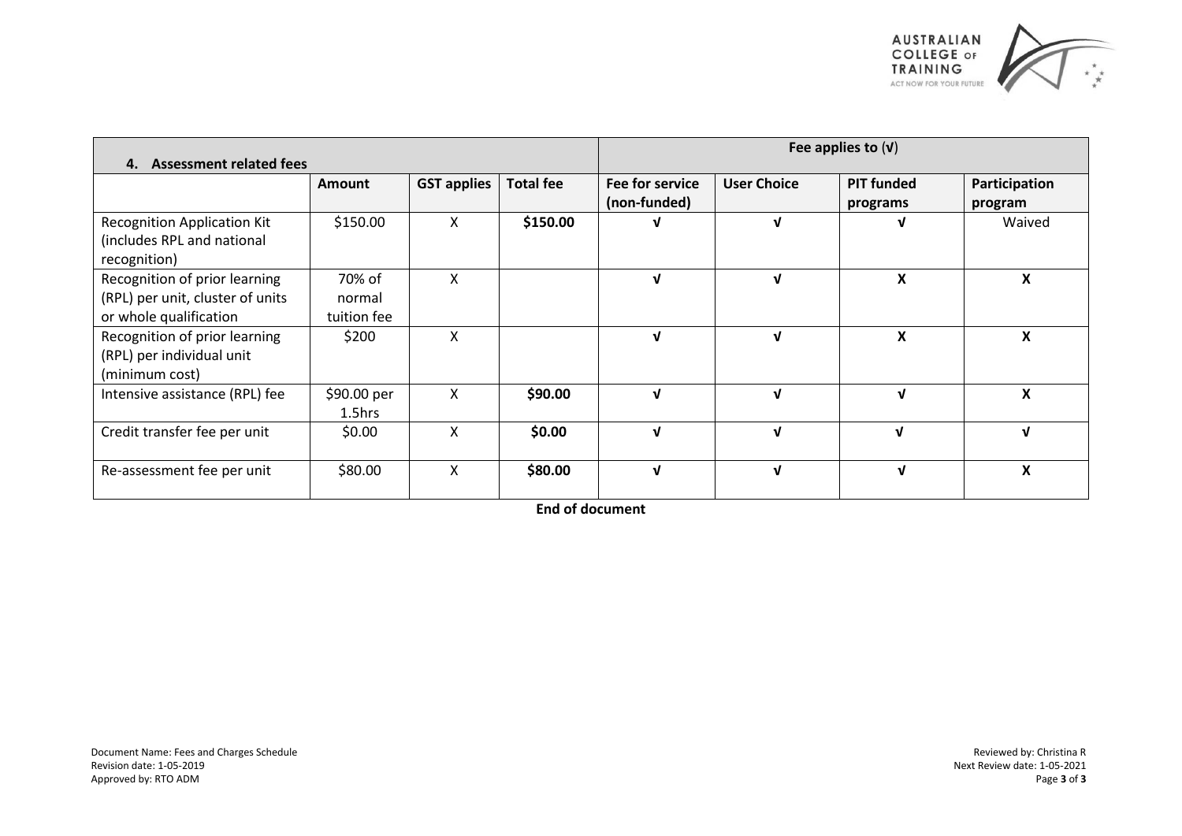| 4. Assessment related fees | | | | Fee applies to (√) | | | |
|---|---|---|---|---|---|---|---|
| | **Amount** | **GST applies** | **Total fee** | **Fee for service (non-funded)** | **User Choice** | **PIT funded programs** | **Participation program** |
| Recognition Application Kit (includes RPL and national recognition) | $150.00 | X | **$150.00** | **√** | **√** | **√** | Waived |
| Recognition of prior learning (RPL) per unit, cluster of units or whole qualification | 70% of normal tuition fee | X | | **√** | **√** | **X** | **X** |
| Recognition of prior learning (RPL) per individual unit (minimum cost) | $200 | X | | **√** | **√** | **X** | **X** |
| Intensive assistance (RPL) fee | $90.00 per 1.5hrs | X | **$90.00** | **√** | **√** | **√** | **X** |
| Credit transfer fee per unit | $0.00 | X | **$0.00** | **√** | **√** | **√** | **√** |
| Re-assessment fee per unit | $80.00 | X | **$80.00** | **√** | **√** | **√** | **X** |

**End of document**

Document Name: Fees and Charges Schedule
Revision date: 1-05-2019
Approved by: RTO ADM

Reviewed by: Christina R
Next Review date: 1-05-2021